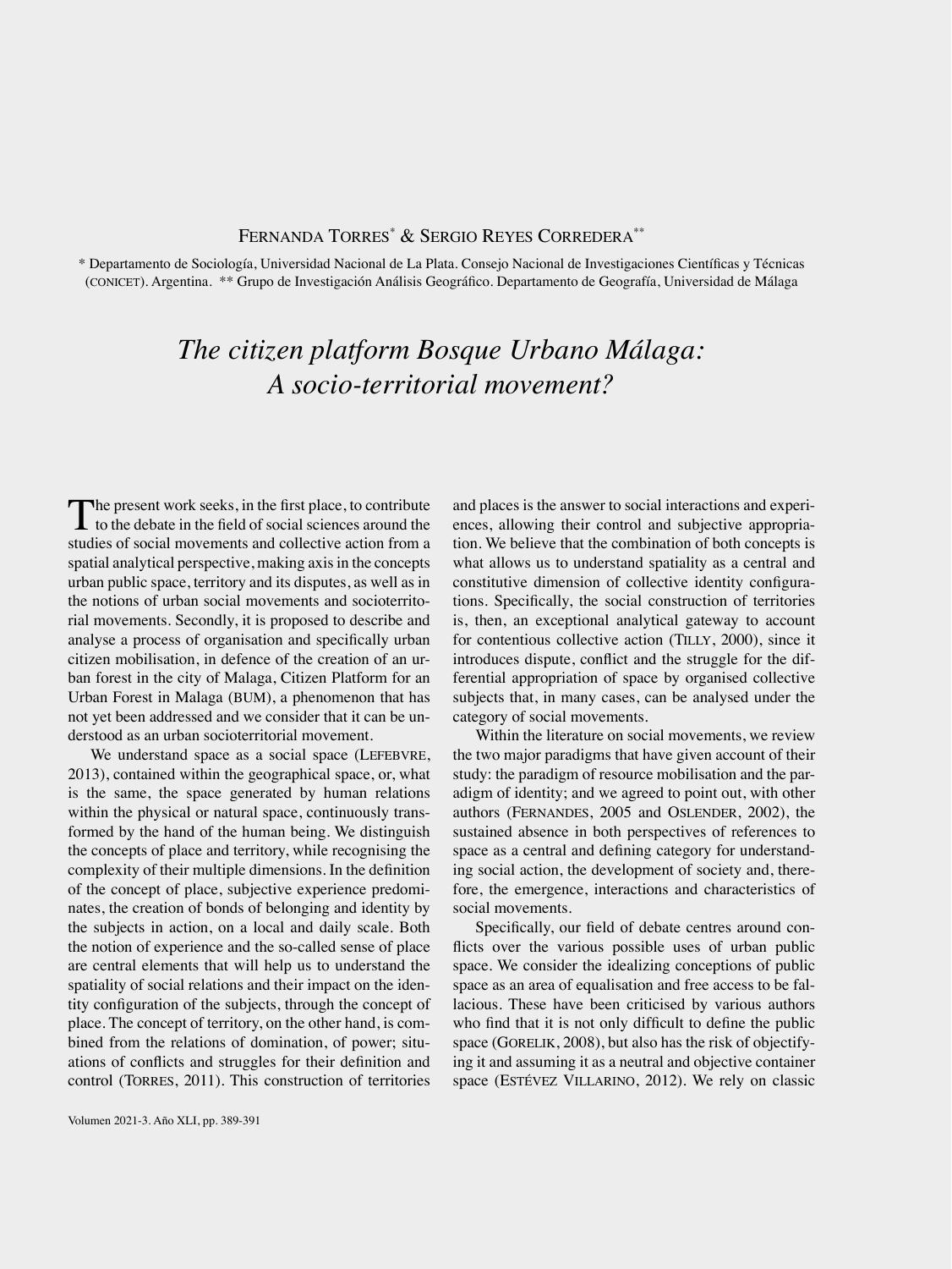Fernanda Torres[*] & Sergio Reyes Corredera[**]

[*] Departamento de Sociología, Universidad Nacional de La Plata. Consejo Nacional de Investigaciones Científicas y Técnicas (CONICET). Argentina. [**] Grupo de Investigación Análisis Geográfico. Departamento de Geografía, Universidad de Málaga

# *The citizen platform Bosque Urbano Málaga: A socio-territorial movement?*

The present work seeks, in the first place, to contribute to the debate in the field of social sciences around the studies of social movements and collective action from a spatial analytical perspective, making axis in the concepts urban public space, territory and its disputes, as well as in the notions of urban social movements and socioterritorial movements. Secondly, it is proposed to describe and analyse a process of organisation and specifically urban citizen mobilisation, in defence of the creation of an urban forest in the city of Malaga, Citizen Platform for an Urban Forest in Malaga (BUM), a phenomenon that has not yet been addressed and we consider that it can be understood as an urban socioterritorial movement.

We understand space as a social space (Lefebvre, 2013), contained within the geographical space, or, what is the same, the space generated by human relations within the physical or natural space, continuously transformed by the hand of the human being. We distinguish the concepts of place and territory, while recognising the complexity of their multiple dimensions. In the definition of the concept of place, subjective experience predominates, the creation of bonds of belonging and identity by the subjects in action, on a local and daily scale. Both the notion of experience and the so-called sense of place are central elements that will help us to understand the spatiality of social relations and their impact on the identity configuration of the subjects, through the concept of place. The concept of territory, on the other hand, is combined from the relations of domination, of power; situations of conflicts and struggles for their definition and control (Torres, 2011). This construction of territories and places is the answer to social interactions and experiences, allowing their control and subjective appropriation. We believe that the combination of both concepts is what allows us to understand spatiality as a central and constitutive dimension of collective identity configurations. Specifically, the social construction of territories is, then, an exceptional analytical gateway to account for contentious collective action (Tilly, 2000), since it introduces dispute, conflict and the struggle for the differential appropriation of space by organised collective subjects that, in many cases, can be analysed under the category of social movements.

Within the literature on social movements, we review the two major paradigms that have given account of their study: the paradigm of resource mobilisation and the paradigm of identity; and we agreed to point out, with other authors (Fernandes, 2005 and Oslender, 2002), the sustained absence in both perspectives of references to space as a central and defining category for understanding social action, the development of society and, therefore, the emergence, interactions and characteristics of social movements.

Specifically, our field of debate centres around conflicts over the various possible uses of urban public space. We consider the idealizing conceptions of public space as an area of equalisation and free access to be fallacious. These have been criticised by various authors who find that it is not only difficult to define the public space (Gorelik, 2008), but also has the risk of objectifying it and assuming it as a neutral and objective container space (Estévez Villarino, 2012). We rely on classic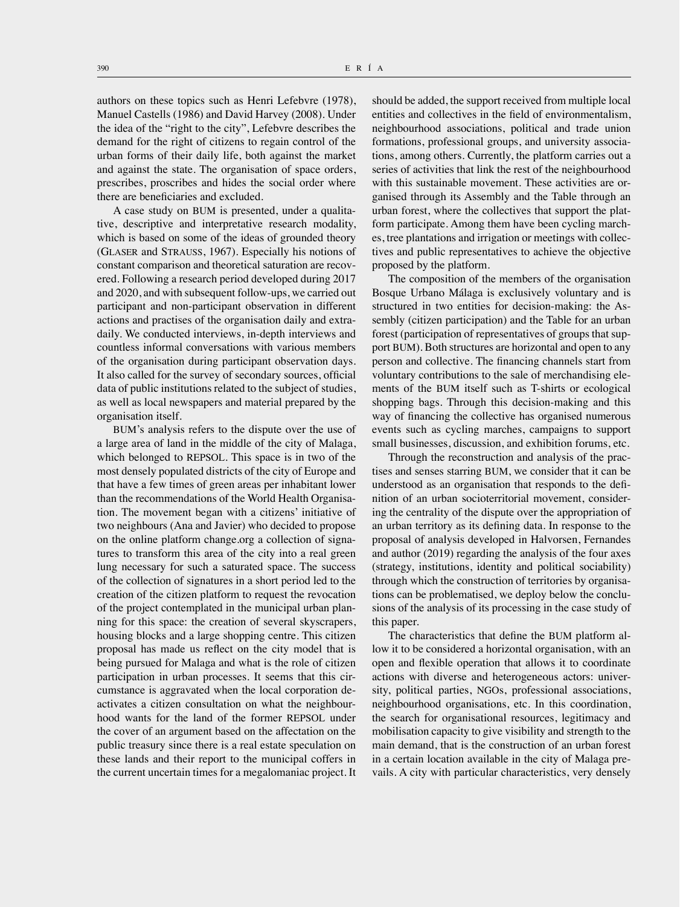authors on these topics such as Henri Lefebvre (1978), Manuel Castells (1986) and David Harvey (2008). Under the idea of the "right to the city", Lefebvre describes the demand for the right of citizens to regain control of the urban forms of their daily life, both against the market and against the state. The organisation of space orders, prescribes, proscribes and hides the social order where there are beneficiaries and excluded.

A case study on BUM is presented, under a qualitative, descriptive and interpretative research modality, which is based on some of the ideas of grounded theory (Glaser and Strauss, 1967). Especially his notions of constant comparison and theoretical saturation are recovered. Following a research period developed during 2017 and 2020, and with subsequent follow-ups, we carried out participant and non-participant observation in different actions and practises of the organisation daily and extra-daily. We conducted interviews, in-depth interviews and countless informal conversations with various members of the organisation during participant observation days. It also called for the survey of secondary sources, official data of public institutions related to the subject of studies, as well as local newspapers and material prepared by the organisation itself.

BUM's analysis refers to the dispute over the use of a large area of land in the middle of the city of Malaga, which belonged to REPSOL. This space is in two of the most densely populated districts of the city of Europe and that have a few times of green areas per inhabitant lower than the recommendations of the World Health Organisation. The movement began with a citizens' initiative of two neighbours (Ana and Javier) who decided to propose on the online platform change.org a collection of signatures to transform this area of the city into a real green lung necessary for such a saturated space. The success of the collection of signatures in a short period led to the creation of the citizen platform to request the revocation of the project contemplated in the municipal urban planning for this space: the creation of several skyscrapers, housing blocks and a large shopping centre. This citizen proposal has made us reflect on the city model that is being pursued for Malaga and what is the role of citizen participation in urban processes. It seems that this circumstance is aggravated when the local corporation deactivates a citizen consultation on what the neighbourhood wants for the land of the former REPSOL under the cover of an argument based on the affectation on the public treasury since there is a real estate speculation on these lands and their report to the municipal coffers in the current uncertain times for a megalomaniac project. It should be added, the support received from multiple local entities and collectives in the field of environmentalism, neighbourhood associations, political and trade union formations, professional groups, and university associations, among others. Currently, the platform carries out a series of activities that link the rest of the neighbourhood with this sustainable movement. These activities are organised through its Assembly and the Table through an urban forest, where the collectives that support the platform participate. Among them have been cycling marches, tree plantations and irrigation or meetings with collectives and public representatives to achieve the objective proposed by the platform.

The composition of the members of the organisation Bosque Urbano Málaga is exclusively voluntary and is structured in two entities for decision-making: the Assembly (citizen participation) and the Table for an urban forest (participation of representatives of groups that support BUM). Both structures are horizontal and open to any person and collective. The financing channels start from voluntary contributions to the sale of merchandising elements of the BUM itself such as T-shirts or ecological shopping bags. Through this decision-making and this way of financing the collective has organised numerous events such as cycling marches, campaigns to support small businesses, discussion, and exhibition forums, etc.

Through the reconstruction and analysis of the practises and senses starring BUM, we consider that it can be understood as an organisation that responds to the definition of an urban socioterritorial movement, considering the centrality of the dispute over the appropriation of an urban territory as its defining data. In response to the proposal of analysis developed in Halvorsen, Fernandes and author (2019) regarding the analysis of the four axes (strategy, institutions, identity and political sociability) through which the construction of territories by organisations can be problematised, we deploy below the conclusions of the analysis of its processing in the case study of this paper.

The characteristics that define the BUM platform allow it to be considered a horizontal organisation, with an open and flexible operation that allows it to coordinate actions with diverse and heterogeneous actors: university, political parties, NGOs, professional associations, neighbourhood organisations, etc. In this coordination, the search for organisational resources, legitimacy and mobilisation capacity to give visibility and strength to the main demand, that is the construction of an urban forest in a certain location available in the city of Malaga prevails. A city with particular characteristics, very densely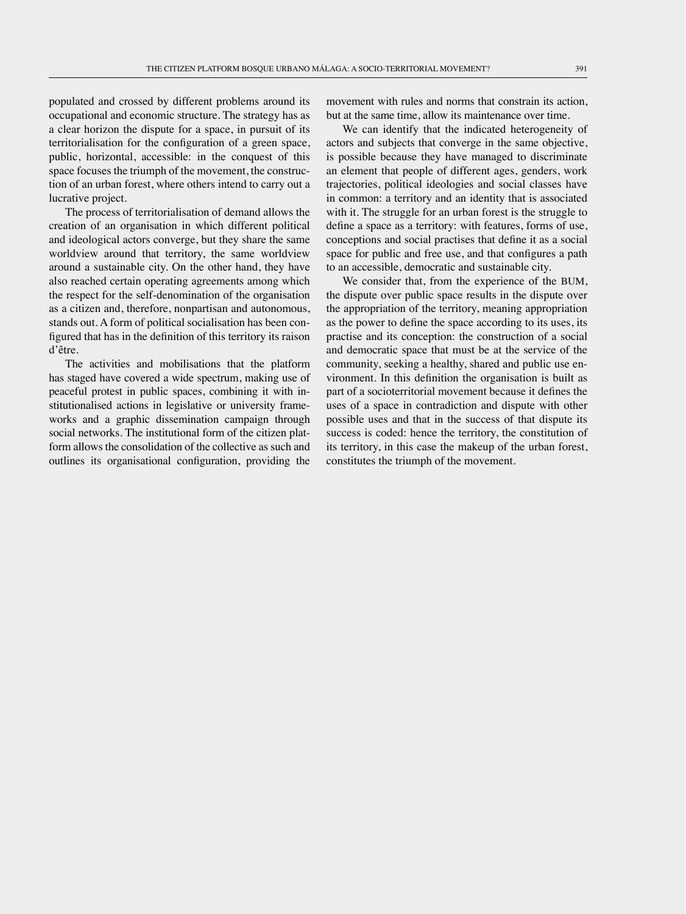populated and crossed by different problems around its occupational and economic structure. The strategy has as a clear horizon the dispute for a space, in pursuit of its territorialisation for the configuration of a green space, public, horizontal, accessible: in the conquest of this space focuses the triumph of the movement, the construction of an urban forest, where others intend to carry out a lucrative project.

The process of territorialisation of demand allows the creation of an organisation in which different political and ideological actors converge, but they share the same worldview around that territory, the same worldview around a sustainable city. On the other hand, they have also reached certain operating agreements among which the respect for the self-denomination of the organisation as a citizen and, therefore, nonpartisan and autonomous, stands out. A form of political socialisation has been configured that has in the definition of this territory its raison d'être.

The activities and mobilisations that the platform has staged have covered a wide spectrum, making use of peaceful protest in public spaces, combining it with institutionalised actions in legislative or university frameworks and a graphic dissemination campaign through social networks. The institutional form of the citizen platform allows the consolidation of the collective as such and outlines its organisational configuration, providing the movement with rules and norms that constrain its action, but at the same time, allow its maintenance over time.

We can identify that the indicated heterogeneity of actors and subjects that converge in the same objective, is possible because they have managed to discriminate an element that people of different ages, genders, work trajectories, political ideologies and social classes have in common: a territory and an identity that is associated with it. The struggle for an urban forest is the struggle to define a space as a territory: with features, forms of use, conceptions and social practises that define it as a social space for public and free use, and that configures a path to an accessible, democratic and sustainable city.

We consider that, from the experience of the BUM, the dispute over public space results in the dispute over the appropriation of the territory, meaning appropriation as the power to define the space according to its uses, its practise and its conception: the construction of a social and democratic space that must be at the service of the community, seeking a healthy, shared and public use environment. In this definition the organisation is built as part of a socioterritorial movement because it defines the uses of a space in contradiction and dispute with other possible uses and that in the success of that dispute its success is coded: hence the territory, the constitution of its territory, in this case the makeup of the urban forest, constitutes the triumph of the movement.